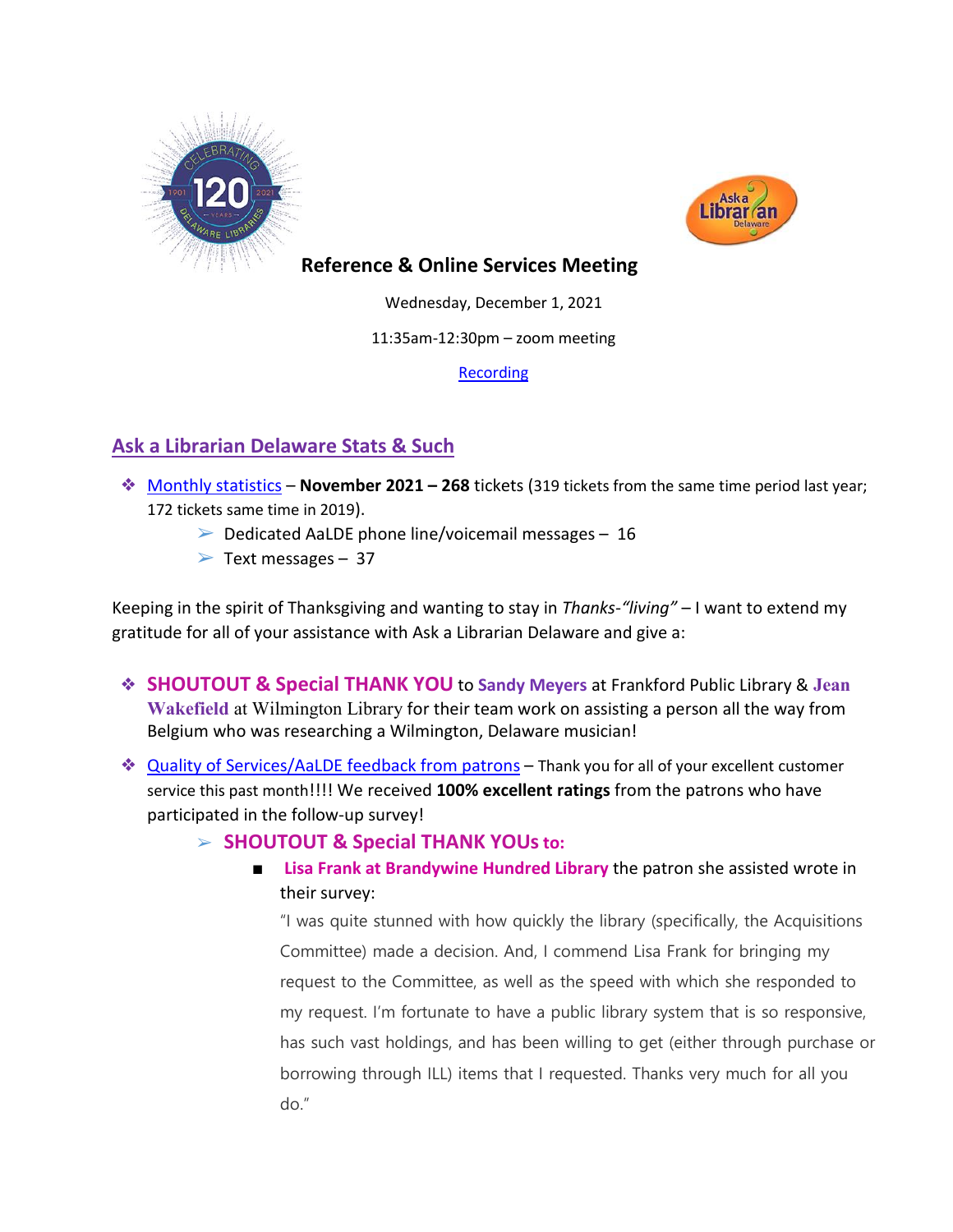## Reference & Online Services Meeting

Wednesday, December 1, 2021

11:35am-12:30pm – zoom meeting

Recording

## Ask a Librarian Delaware Stats & Such

- Monthly statistics – **November 2021 – 268** tickets (319 tickets from the same time period last year; 172 tickets same time in 2019).
  - Dedicated AaLDE phone line/voicemail messages – 16
  - Text messages – 37

Keeping in the spirit of Thanksgiving and wanting to stay in *Thanks-"living"* – I want to extend my gratitude for all of your assistance with Ask a Librarian Delaware and give a:

- **SHOUTOUT & Special THANK YOU** to **Sandy Meyers** at Frankford Public Library & **Jean Wakefield** at Wilmington Library for their team work on assisting a person all the way from Belgium who was researching a Wilmington, Delaware musician!
- Quality of Services/AaLDE feedback from patrons – Thank you for all of your excellent customer service this past month!!!! We received **100% excellent ratings** from the patrons who have participated in the follow-up survey!
  - **SHOUTOUT & Special THANK YOUs to:**
    - **Lisa Frank at Brandywine Hundred Library** the patron she assisted wrote in their survey:

      "I was quite stunned with how quickly the library (specifically, the Acquisitions Committee) made a decision. And, I commend Lisa Frank for bringing my request to the Committee, as well as the speed with which she responded to my request. I'm fortunate to have a public library system that is so responsive, has such vast holdings, and has been willing to get (either through purchase or borrowing through ILL) items that I requested. Thanks very much for all you do."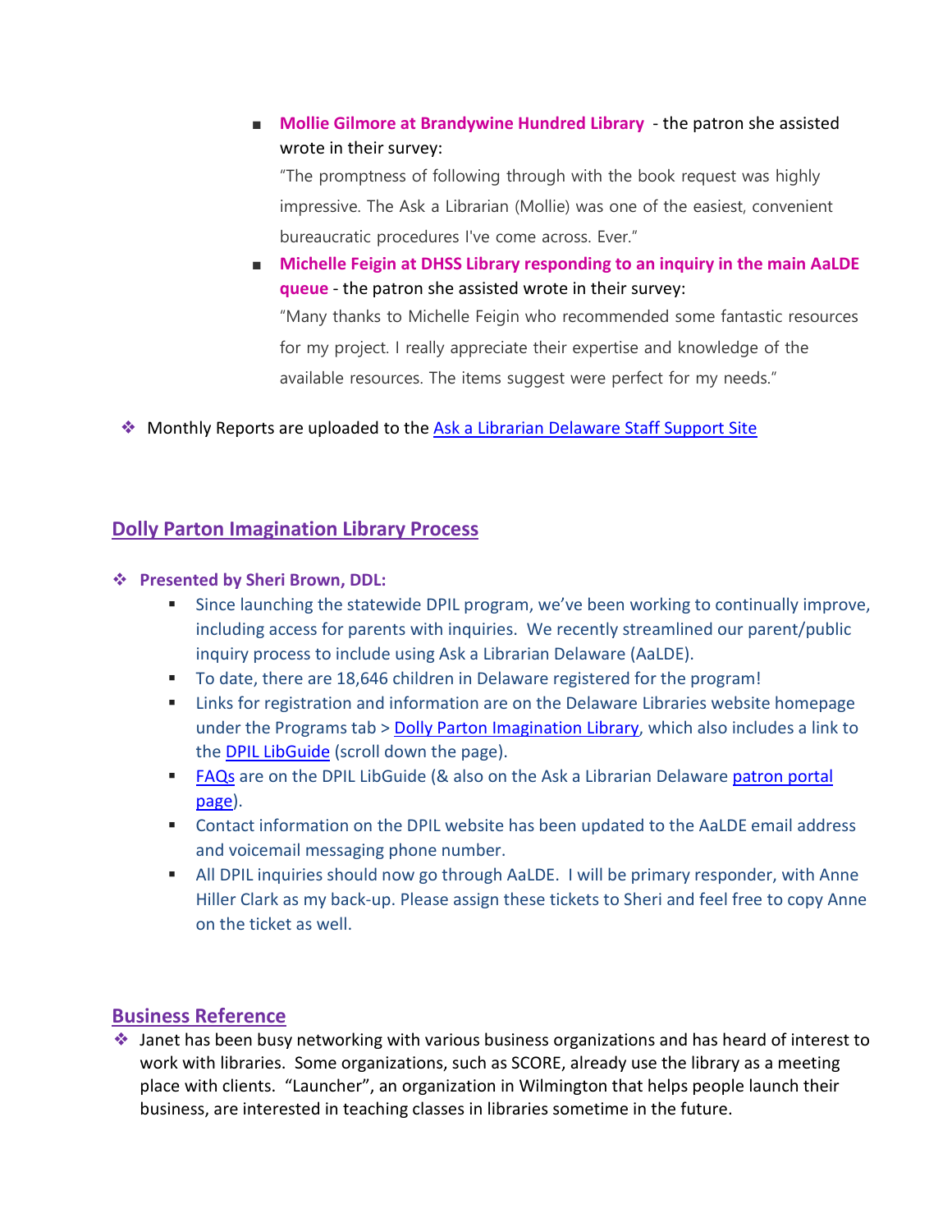- **Mollie Gilmore at Brandywine Hundred Library** - the patron she assisted wrote in their survey:

  "The promptness of following through with the book request was highly impressive. The Ask a Librarian (Mollie) was one of the easiest, convenient bureaucratic procedures I've come across. Ever."

- **Michelle Feigin at DHSS Library responding to an inquiry in the main AaLDE queue** - the patron she assisted wrote in their survey:

  "Many thanks to Michelle Feigin who recommended some fantastic resources for my project. I really appreciate their expertise and knowledge of the available resources. The items suggest were perfect for my needs."

- Monthly Reports are uploaded to the Ask a Librarian Delaware Staff Support Site

## Dolly Parton Imagination Library Process

- **Presented by Sheri Brown, DDL:**
  - Since launching the statewide DPIL program, we've been working to continually improve, including access for parents with inquiries. We recently streamlined our parent/public inquiry process to include using Ask a Librarian Delaware (AaLDE).
  - To date, there are 18,646 children in Delaware registered for the program!
  - Links for registration and information are on the Delaware Libraries website homepage under the Programs tab > Dolly Parton Imagination Library, which also includes a link to the DPIL LibGuide (scroll down the page).
  - FAQs are on the DPIL LibGuide (& also on the Ask a Librarian Delaware patron portal page).
  - Contact information on the DPIL website has been updated to the AaLDE email address and voicemail messaging phone number.
  - All DPIL inquiries should now go through AaLDE. I will be primary responder, with Anne Hiller Clark as my back-up. Please assign these tickets to Sheri and feel free to copy Anne on the ticket as well.

## Business Reference

- Janet has been busy networking with various business organizations and has heard of interest to work with libraries. Some organizations, such as SCORE, already use the library as a meeting place with clients. "Launcher", an organization in Wilmington that helps people launch their business, are interested in teaching classes in libraries sometime in the future.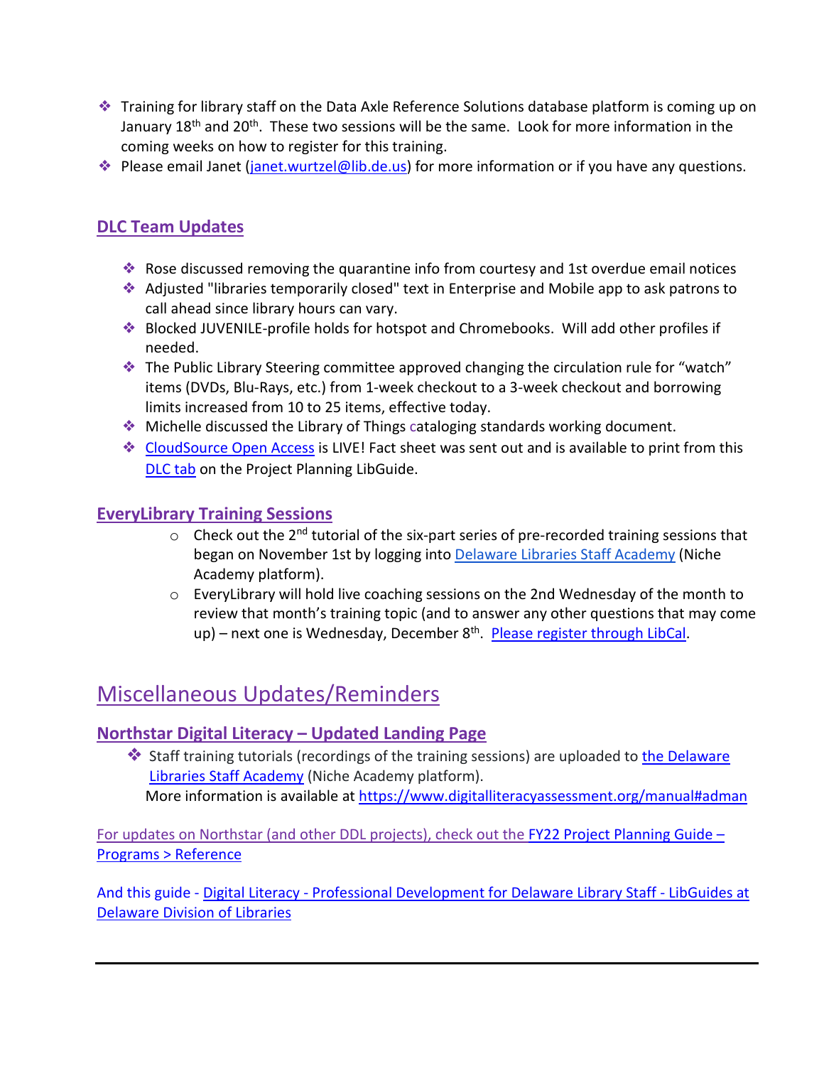- Training for library staff on the Data Axle Reference Solutions database platform is coming up on January 18th and 20th. These two sessions will be the same. Look for more information in the coming weeks on how to register for this training.
- Please email Janet (janet.wurtzel@lib.de.us) for more information or if you have any questions.

### DLC Team Updates

- Rose discussed removing the quarantine info from courtesy and 1st overdue email notices
- Adjusted "libraries temporarily closed" text in Enterprise and Mobile app to ask patrons to call ahead since library hours can vary.
- Blocked JUVENILE-profile holds for hotspot and Chromebooks. Will add other profiles if needed.
- The Public Library Steering committee approved changing the circulation rule for "watch" items (DVDs, Blu-Rays, etc.) from 1-week checkout to a 3-week checkout and borrowing limits increased from 10 to 25 items, effective today.
- Michelle discussed the Library of Things cataloging standards working document.
- CloudSource Open Access is LIVE! Fact sheet was sent out and is available to print from this DLC tab on the Project Planning LibGuide.

### EveryLibrary Training Sessions

- Check out the 2nd tutorial of the six-part series of pre-recorded training sessions that began on November 1st by logging into Delaware Libraries Staff Academy (Niche Academy platform).
- EveryLibrary will hold live coaching sessions on the 2nd Wednesday of the month to review that month's training topic (and to answer any other questions that may come up) – next one is Wednesday, December 8th. Please register through LibCal.

## Miscellaneous Updates/Reminders

### Northstar Digital Literacy – Updated Landing Page

- Staff training tutorials (recordings of the training sessions) are uploaded to the Delaware Libraries Staff Academy (Niche Academy platform).
  More information is available at https://www.digitalliteracyassessment.org/manual#adman

For updates on Northstar (and other DDL projects), check out the FY22 Project Planning Guide – Programs > Reference

And this guide - Digital Literacy - Professional Development for Delaware Library Staff - LibGuides at Delaware Division of Libraries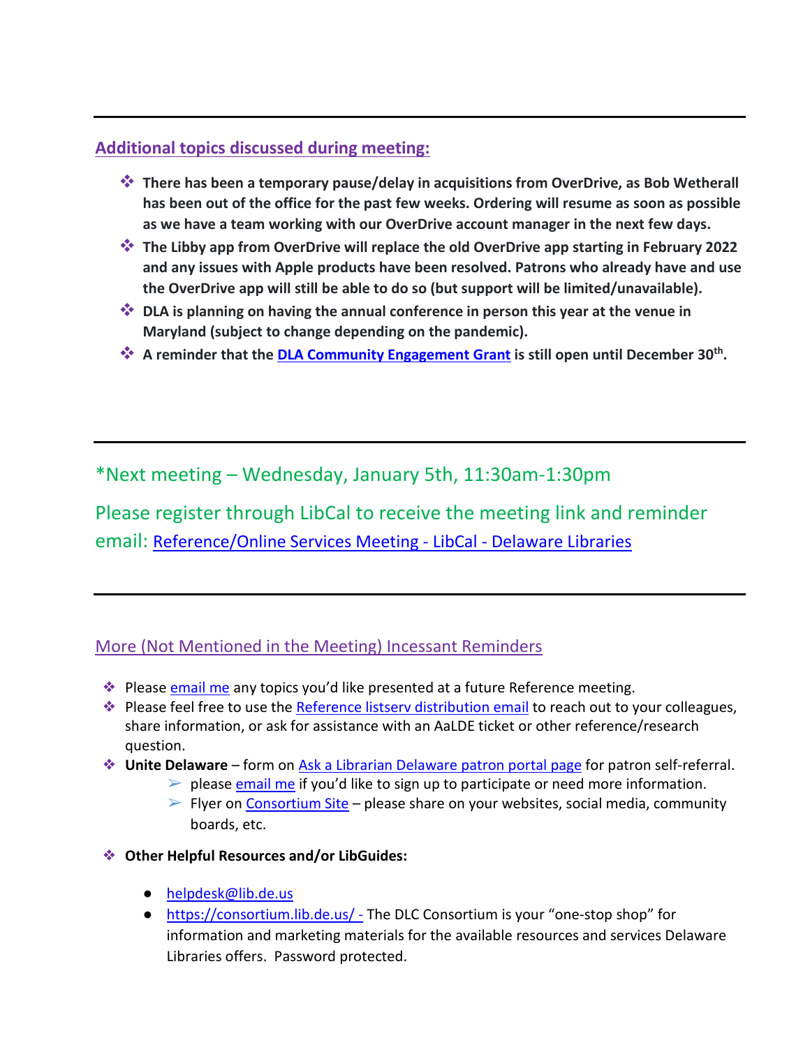---

## Additional topics discussed during meeting:

- **There has been a temporary pause/delay in acquisitions from OverDrive, as Bob Wetherall has been out of the office for the past few weeks. Ordering will resume as soon as possible as we have a team working with our OverDrive account manager in the next few days.**
- **The Libby app from OverDrive will replace the old OverDrive app starting in February 2022 and any issues with Apple products have been resolved. Patrons who already have and use the OverDrive app will still be able to do so (but support will be limited/unavailable).**
- **DLA is planning on having the annual conference in person this year at the venue in Maryland (subject to change depending on the pandemic).**
- **A reminder that the [DLA Community Engagement Grant] is still open until December 30th.**

---

*Next meeting – Wednesday, January 5th, 11:30am-1:30pm

Please register through LibCal to receive the meeting link and reminder email: [Reference/Online Services Meeting - LibCal - Delaware Libraries]

---

## More (Not Mentioned in the Meeting) Incessant Reminders

- Please [email me] any topics you'd like presented at a future Reference meeting.
- Please feel free to use the [Reference listserv distribution email] to reach out to your colleagues, share information, or ask for assistance with an AaLDE ticket or other reference/research question.
- **Unite Delaware** – form on [Ask a Librarian Delaware patron portal page] for patron self-referral.
  - please [email me] if you'd like to sign up to participate or need more information.
  - Flyer on [Consortium Site] – please share on your websites, social media, community boards, etc.
- **Other Helpful Resources and/or LibGuides:**
  - helpdesk@lib.de.us
  - https://consortium.lib.de.us/ - The DLC Consortium is your "one-stop shop" for information and marketing materials for the available resources and services Delaware Libraries offers. Password protected.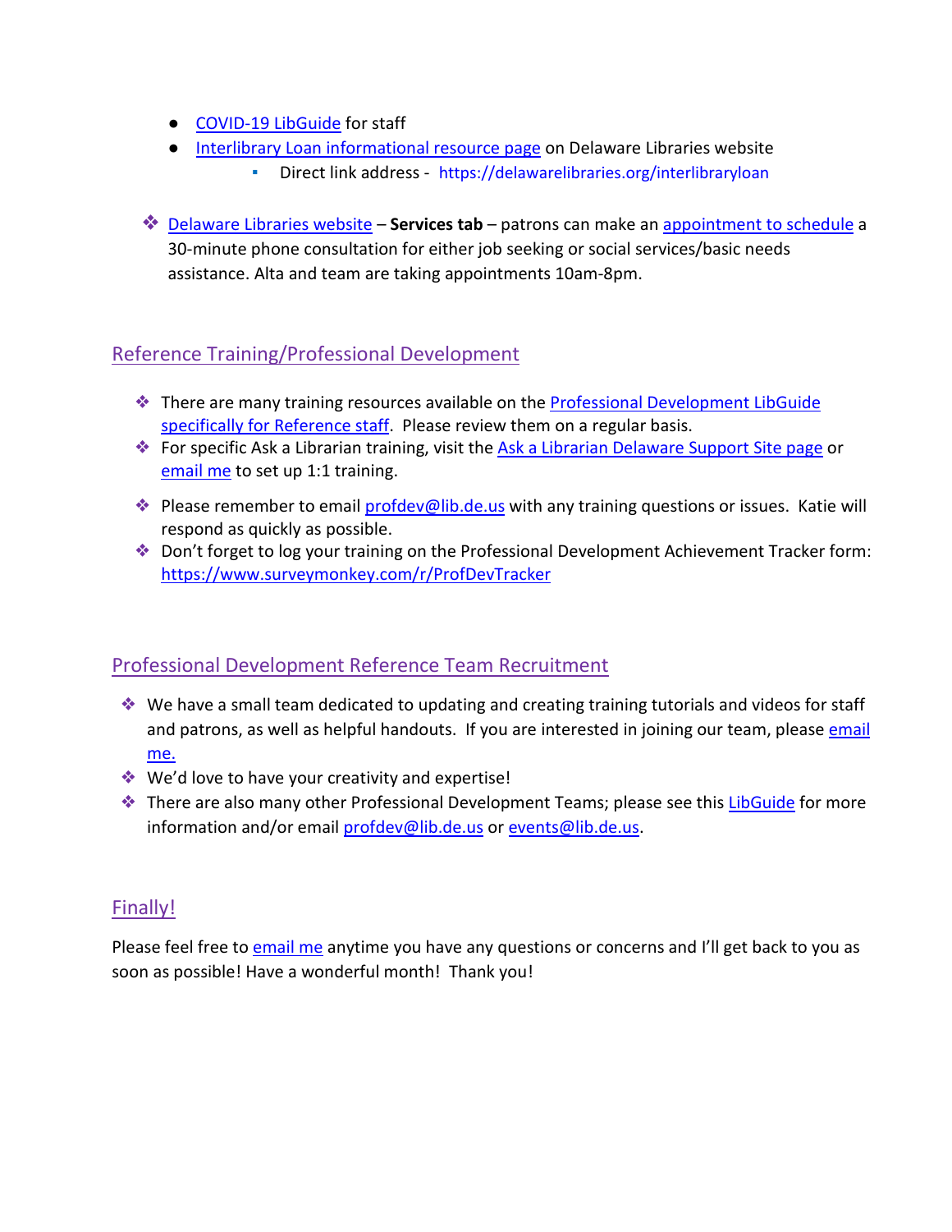- COVID-19 LibGuide for staff
- Interlibrary Loan informational resource page on Delaware Libraries website
  - Direct link address - https://delawarelibraries.org/interlibraryloan

- Delaware Libraries website – **Services tab** – patrons can make an appointment to schedule a 30-minute phone consultation for either job seeking or social services/basic needs assistance. Alta and team are taking appointments 10am-8pm.

## Reference Training/Professional Development

- There are many training resources available on the Professional Development LibGuide specifically for Reference staff. Please review them on a regular basis.
- For specific Ask a Librarian training, visit the Ask a Librarian Delaware Support Site page or email me to set up 1:1 training.
- Please remember to email profdev@lib.de.us with any training questions or issues. Katie will respond as quickly as possible.
- Don't forget to log your training on the Professional Development Achievement Tracker form: https://www.surveymonkey.com/r/ProfDevTracker

## Professional Development Reference Team Recruitment

- We have a small team dedicated to updating and creating training tutorials and videos for staff and patrons, as well as helpful handouts. If you are interested in joining our team, please email me.
- We'd love to have your creativity and expertise!
- There are also many other Professional Development Teams; please see this LibGuide for more information and/or email profdev@lib.de.us or events@lib.de.us.

## Finally!

Please feel free to email me anytime you have any questions or concerns and I'll get back to you as soon as possible! Have a wonderful month! Thank you!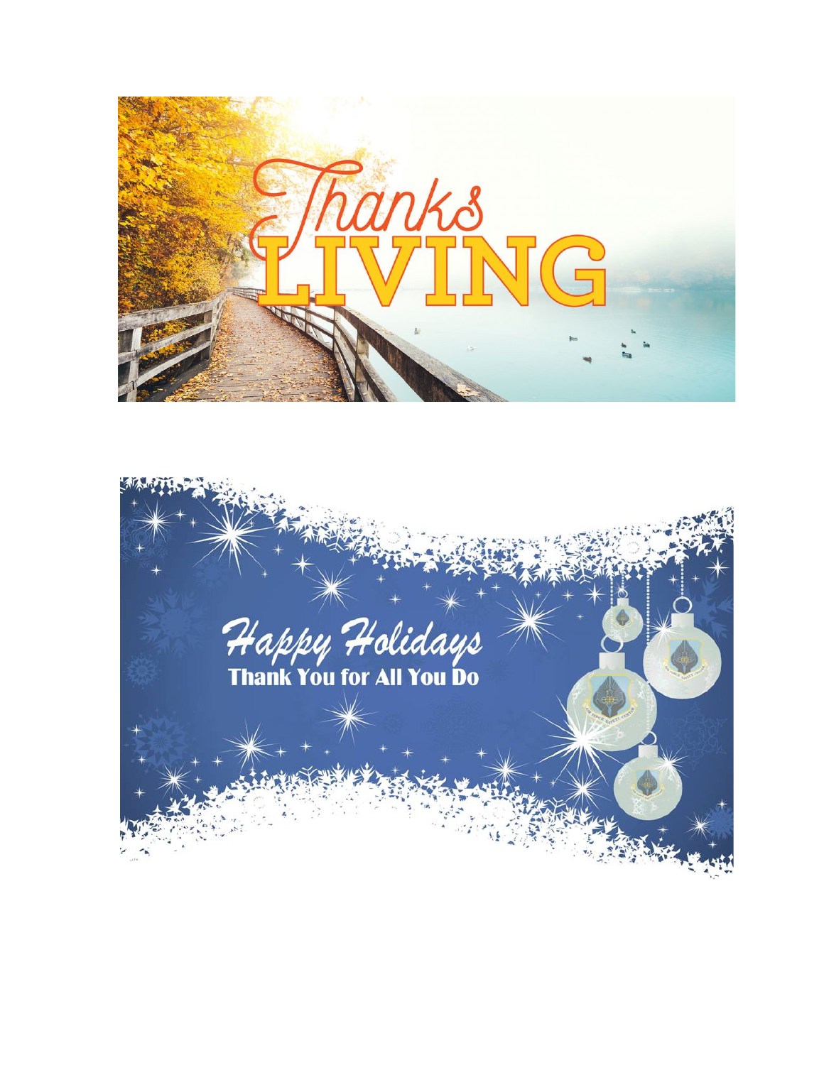Thanks LIVING

Happy Holidays
Thank You for All You Do